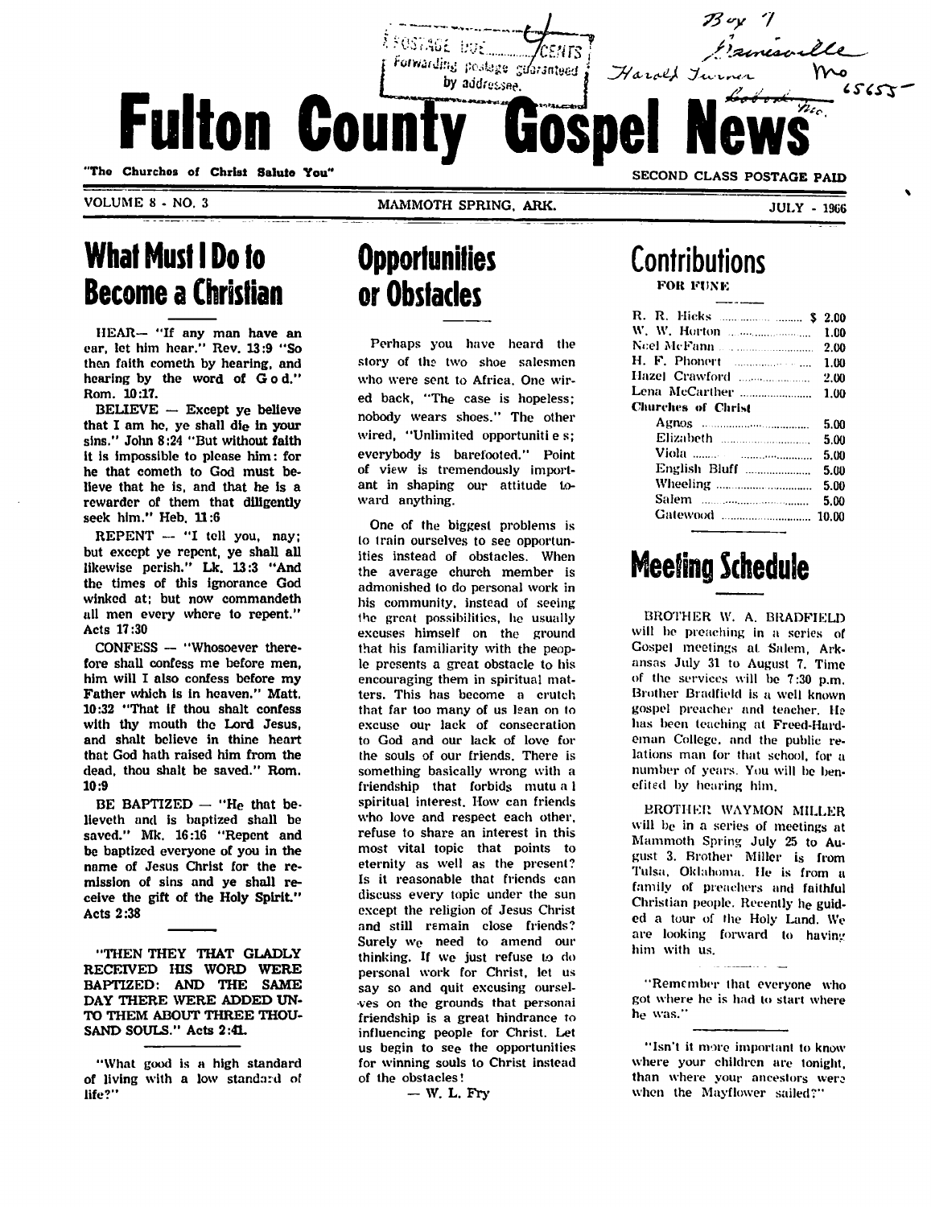POSTAGE DUE ____ CENTS
Forwarding postage guaranteed by addressee.

Box 7
Gainesville Mo 65655
Harold Turner
~~Bakersfield~~ Mo.

# Fulton County Gospel News

"The Churches of Christ Salute You"

SECOND CLASS POSTAGE PAID

VOLUME 8 - NO. 3 | MAMMOTH SPRING, ARK. | JULY - 1966

## What Must I Do to Become a Christian

HEAR— "If any man have an ear, let him hear." Rev. 13:9 "So then faith cometh by hearing, and hearing by the word of God." Rom. 10:17.

BELIEVE — Except ye believe that I am he, ye shall die in your sins." John 8:24 "But without faith it is impossible to please him: for he that cometh to God must believe that he is, and that he is a rewarder of them that diligently seek him." Heb. 11:6

REPENT — "I tell you, nay; but except ye repent, ye shall all likewise perish." Lk. 13:3 "And the times of this ignorance God winked at; but now commandeth all men every where to repent." Acts 17:30

CONFESS — "Whosoever therefore shall confess me before men, him will I also confess before my Father which is in heaven." Matt. 10:32 "That if thou shalt confess with thy mouth the Lord Jesus, and shalt believe in thine heart that God hath raised him from the dead, thou shalt be saved." Rom. 10:9

BE BAPTIZED — "He that believeth and is baptized shall be saved." Mk. 16:16 "Repent and be baptized everyone of you in the name of Jesus Christ for the remission of sins and ye shall receive the gift of the Holy Spirit." Acts 2:38

"THEN THEY THAT GLADLY RECEIVED HIS WORD WERE BAPTIZED: AND THE SAME DAY THERE WERE ADDED UNTO THEM ABOUT THREE THOUSAND SOULS." Acts 2:41.

"What good is a high standard of living with a low standard of life?"

## Opportunities or Obstacles

Perhaps you have heard the story of the two shoe salesmen who were sent to Africa. One wired back, "The case is hopeless; nobody wears shoes." The other wired, "Unlimited opportunities; everybody is barefooted." Point of view is tremendously important in shaping our attitude toward anything.

One of the biggest problems is to train ourselves to see opportunities instead of obstacles. When the average church member is admonished to do personal work in his community, instead of seeing the great possibilities, he usually excuses himself on the ground that his familiarity with the people presents a great obstacle to his encouraging them in spiritual matters. This has become a crutch that far too many of us lean on to excuse our lack of consecration to God and our lack of love for the souls of our friends. There is something basically wrong with a friendship that forbids mutual spiritual interest. How can friends who love and respect each other, refuse to share an interest in this most vital topic that points to eternity as well as the present? Is it reasonable that friends can discuss every topic under the sun except the religion of Jesus Christ and still remain close friends? Surely we need to amend our thinking. If we just refuse to do personal work for Christ, let us say so and quit excusing ourselves on the grounds that personal friendship is a great hindrance to influencing people for Christ. Let us begin to see the opportunities for winning souls to Christ instead of the obstacles!

— W. L. Fry

## Contributions

FOR FUNE

| | |
|---|---|
| R. R. Hicks | $ 2.00 |
| W. W. Horton | 1.00 |
| Neel McFann | 2.00 |
| H. F. Phonert | 1.00 |
| Hazel Crawford | 2.00 |
| Lena McCarther | 1.00 |
| **Churches of Christ** | |
| Agnos | 5.00 |
| Elizabeth | 5.00 |
| Viola | 5.00 |
| English Bluff | 5.00 |
| Wheeling | 5.00 |
| Salem | 5.00 |
| Gatewood | 10.00 |

## Meeting Schedule

BROTHER W. A. BRADFIELD will be preaching in a series of Gospel meetings at Salem, Arkansas July 31 to August 7. Time of the services will be 7:30 p.m. Brother Bradfield is a well known gospel preacher and teacher. He has been teaching at Freed-Hardeman College, and the public relations man for that school, for a number of years. You will be benefited by hearing him.

BROTHER WAYMON MILLER will be in a series of meetings at Mammoth Spring July 25 to August 3. Brother Miller is from Tulsa, Oklahoma. He is from a family of preachers and faithful Christian people. Recently he guided a tour of the Holy Land. We are looking forward to having him with us.

"Remember that everyone who got where he is had to start where he was."

"Isn't it more important to know where your children are tonight, than where your ancestors were when the Mayflower sailed?"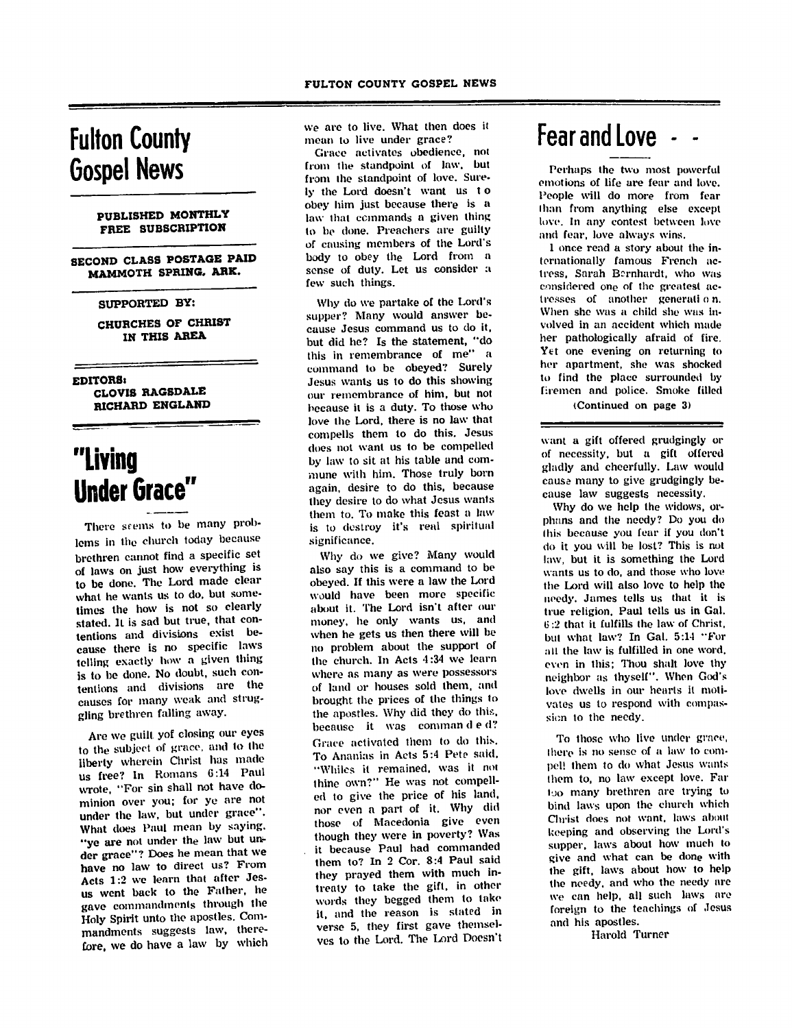# Fulton County Gospel News

**PUBLISHED MONTHLY**
**FREE SUBSCRIPTION**

**SECOND CLASS POSTAGE PAID MAMMOTH SPRING, ARK.**

**SUPPORTED BY:**
**CHURCHES OF CHRIST IN THIS AREA**

**EDITORS:**
**CLOVIS RAGSDALE**
**RICHARD ENGLAND**

# "Living Under Grace"

There seems to be many problems in the church today because brethren cannot find a specific set of laws on just how everything is to be done. The Lord made clear what he wants us to do, but sometimes the how is not so clearly stated. It is sad but true, that contentions and divisions exist because there is no specific laws telling exactly how a given thing is to be done. No doubt, such contentions and divisions are the causes for many weak and struggling brethren falling away.

Are we guilt yof closing our eyes to the subject of grace, and to the liberty wherein Christ has made us free? In Romans 6:14 Paul wrote, "For sin shall not have dominion over you; for ye are not under the law, but under grace". What does Paul mean by saying, "ye are not under the law but under grace"? Does he mean that we have no law to direct us? From Acts 1:2 we learn that after Jesus went back to the Father, he gave commandments through the Holy Spirit unto the apostles. Commandments suggests law, therefore, we do have a law by which we are to live. What then does it mean to live under grace?

Grace activates obedience, not from the standpoint of law, but from the standpoint of love. Surely the Lord doesn't want us to obey him just because there is a law that commands a given thing to be done. Preachers are guilty of causing members of the Lord's body to obey the Lord from a sense of duty. Let us consider a few such things.

Why do we partake of the Lord's supper? Many would answer because Jesus command us to do it, but did he? Is the statement, "do this in remembrance of me" a command to be obeyed? Surely Jesus wants us to do this showing our remembrance of him, but not because it is a duty. To those who love the Lord, there is no law that compells them to do this. Jesus does not want us to be compelled by law to sit at his table and commune with him. Those truly born again, desire to do this, because they desire to do what Jesus wants them to. To make this feast a law is to destroy it's real spiritual significance.

Why do we give? Many would also say this is a command to be obeyed. If this were a law the Lord would have been more specific about it. The Lord isn't after our money, he only wants us, and when he gets us then there will be no problem about the support of the church. In Acts 4:34 we learn where as many as were possessors of land or houses sold them, and brought the prices of the things to the apostles. Why did they do this, because it was comman d e d? Grace activated them to do this. To Ananias in Acts 5:4 Pete said, "Whiles it remained, was it not thine own?" He was not compelled to give the price of his land, nor even a part of it. Why did those of Macedonia give even though they were in poverty? Was it because Paul had commanded them to? In 2 Cor. 8:4 Paul said they prayed them with much intreaty to take the gift, in other words they begged them to take it, and the reason is stated in verse 5, they first gave themselves to the Lord. The Lord Doesn't want a gift offered grudgingly or of necessity, but a gift offered gladly and cheerfully. Law would cause many to give grudgingly because law suggests necessity.

Why do we help the widows, orphans and the needy? Do you do this because you fear if you don't do it you will be lost? This is not law, but it is something the Lord wants us to do, and those who love the Lord will also love to help the needy. James tells us that it is true religion. Paul tells us in Gal. 6:2 that it fulfills the law of Christ, but what law? In Gal. 5:14 "For all the law is fulfilled in one word, even in this; Thou shalt love thy neighbor as thyself". When God's love dwells in our hearts it motivates us to respond with compassion to the needy.

To those who live under grace, there is no sense of a law to compell them to do what Jesus wants them to, no law except love. Far too many brethren are trying to bind laws upon the church which Christ does not want, laws about keeping and observing the Lord's supper, laws about how much to give and what can be done with the gift, laws about how to help the needy, and who the needy are we can help, all such laws are foreign to the teachings of Jesus and his apostles.

Harold Turner

# Fear and Love - -

Perhaps the two most powerful emotions of life are fear and love. People will do more from fear than from anything else except love. In any contest between love and fear, love always wins.

I once read a story about the internationally famous French actress, Sarah Bernhardt, who was considered one of the greatest actresses of another generati o n. When she was a child she was involved in an accident which made her pathologically afraid of fire. Yet one evening on returning to her apartment, she was shocked to find the place surrounded by firemen and police. Smoke filled

(Continued on page 3)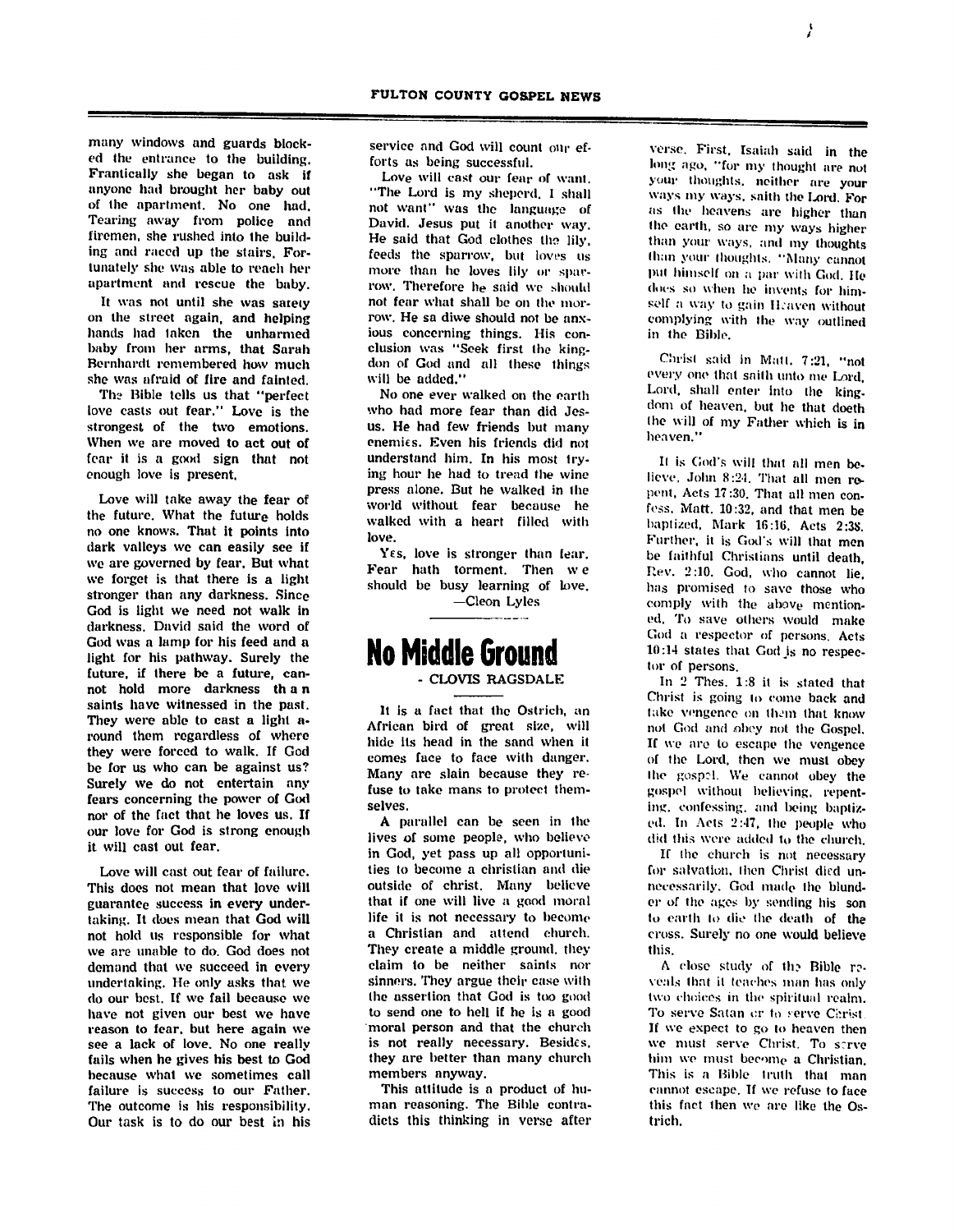many windows and guards blocked the entrance to the building. Frantically she began to ask if anyone had brought her baby out of the apartment. No one had. Tearing away from police and firemen, she rushed into the building and raced up the stairs. Fortunately she was able to reach her apartment and rescue the baby.

It was not until she was safely on the street again, and helping hands had taken the unharmed baby from her arms, that Sarah Bernhardt remembered how much she was afraid of fire and fainted.

The Bible tells us that "perfect love casts out fear." Love is the strongest of the two emotions. When we are moved to act out of fear it is a good sign that not enough love is present.

Love will take away the fear of the future. What the future holds no one knows. That it points into dark valleys we can easily see if we are governed by fear. But what we forget is that there is a light stronger than any darkness. Since God is light we need not walk in darkness. David said the word of God was a lamp for his feed and a light for his pathway. Surely the future, if there be a future, cannot hold more darkness than saints have witnessed in the past. They were able to cast a light around them regardless of where they were forced to walk. If God be for us who can be against us? Surely we do not entertain any fears concerning the power of God nor of the fact that he loves us. If our love for God is strong enough it will cast out fear.

Love will cast out fear of failure. This does not mean that love will guarantee success in every undertaking. It does mean that God will not hold us responsible for what we are unable to do. God does not demand that we succeed in every undertaking. He only asks that we do our best. If we fail because we have not given our best we have reason to fear, but here again we see a lack of love. No one really fails when he gives his best to God because what we sometimes call failure is success to our Father. The outcome is his responsibility. Our task is to do our best in his service and God will count our efforts as being successful.

Love will cast our fear of want. "The Lord is my sheperd, I shall not want" was the language of David. Jesus put it another way. He said that God clothes the lily, feeds the sparrow, but loves us more than he loves lily or sparrow. Therefore he said we should not fear what shall be on the morrow. He sa diwe should not be anxious concerning things. His conclusion was "Seek first the kingdon of God and all these things will be added."

No one ever walked on the earth who had more fear than did Jesus. He had few friends but many enemies. Even his friends did not understand him. In his most trying hour he had to tread the wine press alone. But he walked in the world without fear because he walked with a heart filled with love.

Yes, love is stronger than fear. Fear hath torment. Then we should be busy learning of love.

—Cleon Lyles

# No Middle Ground

- CLOVIS RAGSDALE

It is a fact that the Ostrich, an African bird of great size, will hide its head in the sand when it comes face to face with danger. Many are slain because they refuse to take mans to protect themselves.

A parallel can be seen in the lives of some people, who believe in God, yet pass up all opportunities to become a christian and die outside of christ. Many believe that if one will live a good moral life it is not necessary to become a Christian and attend church. They create a middle ground, they claim to be neither saints nor sinners. They argue their case with the assertion that God is too good to send one to hell if he is a good moral person and that the church is not really necessary. Besides, they are better than many church members anyway.

This attitude is a product of human reasoning. The Bible contradicts this thinking in verse after verse. First, Isaiah said in the long ago, "for my thought are not your thoughts, neither are your ways my ways, saith the Lord. For as the heavens are higher than the earth, so are my ways higher than your ways, and my thoughts than your thoughts. "Many cannot put himself on a par with God. He does so when he invents for himself a way to gain Heaven without complying with the way outlined in the Bible.

Christ said in Matt. 7:21, "not every one that saith unto me Lord, Lord, shall enter into the kingdom of heaven, but he that doeth the will of my Father which is in heaven."

It is God's will that all men believe, John 8:24. That all men repent, Acts 17:30. That all men confess, Matt. 10:32, and that men be baptized, Mark 16:16, Acts 2:38. Further, it is God's will that men be faithful Christians until death, Rev. 2:10. God, who cannot lie, has promised to save those who comply with the above mentioned. To save others would make God a respector of persons. Acts 10:14 states that God is no respector of persons.

In 2 Thes. 1:8 it is stated that Christ is going to come back and take vengence on them that know not God and obey not the Gospel. If we are to escape the vengence of the Lord, then we must obey the gospel. We cannot obey the gospel without believing, repenting, confessing, and being baptized. In Acts 2:47, the people who did this were added to the church.

If the church is not necessary for salvation, then Christ died unnecessarily. God made the blunder of the ages by sending his son to earth to die the death of the cross. Surely no one would believe this.

A close study of the Bible reveals that it teaches man has only two choices in the spiritual realm. To serve Satan or to serve Christ. If we expect to go to heaven then we must serve Christ. To serve him we must become a Christian. This is a Bible truth that man cannot escape. If we refuse to face this fact then we are like the Ostrich.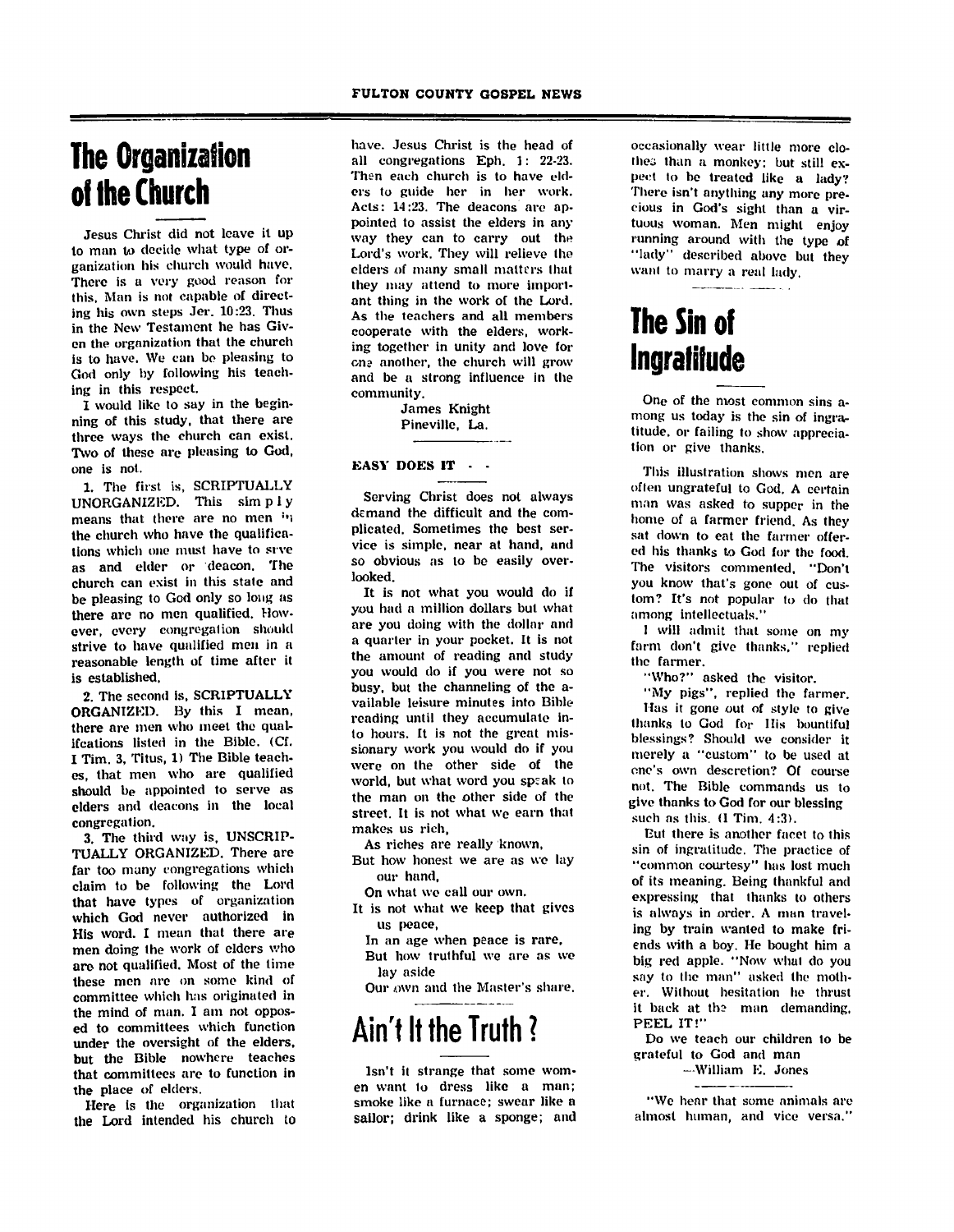# The Organization of the Church

Jesus Christ did not leave it up to man to decide what type of organization his church would have. There is a very good reason for this. Man is not capable of directing his own steps Jer. 10:23. Thus in the New Testament he has Given the organization that the church is to have. We can be pleasing to God only by following his teaching in this respect.

I would like to say in the beginning of this study, that there are three ways the church can exist. Two of these are pleasing to God, one is not.

1. The first is, SCRIPTUALLY UNORGANIZED. This simply means that there are no men in the church who have the qualifications which one must have to srve as and elder or deacon. The church can exist in this state and be pleasing to God only so long as there are no men qualified. However, every congregation should strive to have qualified men in a reasonable length of time after it is established.

2. The second is, SCRIPTUALLY ORGANIZED. By this I mean, there are men who meet the qualifcations listed in the Bible. (Cf. I Tim. 3, Titus, 1) The Bible teaches, that men who are qualified should be appointed to serve as elders and deacons in the local congregation.

3. The third way is, UNSCRIPTUALLY ORGANIZED. There are far too many congregations which claim to be following the Lord that have types of organization which God never authorized in His word. I mean that there are men doing the work of elders who are not qualified. Most of the time these men are on some kind of committee which has originated in the mind of man. I am not opposed to committees which function under the oversight of the elders, but the Bible nowhere teaches that committees are to function in the place of elders.

Here is the organization that the Lord intended his church to have. Jesus Christ is the head of all congregations Eph. 1: 22-23. Then each church is to have elders to guide her in her work. Acts: 14:23. The deacons are appointed to assist the elders in any way they can to carry out the Lord's work. They will relieve the elders of many small matters that they may attend to more important thing in the work of the Lord. As the teachers and all members cooperate with the elders, working together in unity and love for one another, the church will grow and be a strong influence in the community.

James Knight
Pineville, La.

**EASY DOES IT - -**

Serving Christ does not always demand the difficult and the complicated. Sometimes the best service is simple, near at hand, and so obvious as to be easily overlooked.

It is not what you would do if you had a million dollars but what are you doing with the dollar and a quarter in your pocket. It is not the amount of reading and study you would do if you were not so busy, but the channeling of the available leisure minutes into Bible reading until they accumulate into hours. It is not the great missionary work you would do if you were on the other side of the world, but what word you speak to the man on the other side of the street. It is not what we earn that makes us rich,

As riches are really known,
But how honest we are as we lay our hand,
On what we call our own.
It is not what we keep that gives us peace,
In an age when peace is rare,
But how truthful we are as we lay aside
Our own and the Master's share.

# Ain't It the Truth?

Isn't it strange that some women want to dress like a man; smoke like a furnace; swear like a sailor; drink like a sponge; and occasionally wear little more clothes than a monkey; but still expect to be treated like a lady? There isn't anything any more precious in God's sight than a virtuous woman. Men might enjoy running around with the type of "lady" described above but they want to marry a real lady.

# The Sin of Ingratitude

One of the most common sins among us today is the sin of ingratitude, or failing to show appreciation or give thanks.

This illustration shows men are often ungrateful to God. A certain man was asked to supper in the home of a farmer friend. As they sat down to eat the farmer offered his thanks to God for the food. The visitors commented, "Don't you know that's gone out of custom? It's not popular to do that among intellectuals."

I will admit that some on my farm don't give thanks," replied the farmer.

"Who?" asked the visitor.

"My pigs", replied the farmer.

Has it gone out of style to give thanks to God for His bountiful blessings? Should we consider it merely a "custom" to be used at one's own descretion? Of course not. The Bible commands us to give thanks to God for our blessing such as this. (I Tim. 4:3).

But there is another facet to this sin of ingratitude. The practice of "common courtesy" has lost much of its meaning. Being thankful and expressing that thanks to others is always in order. A man traveling by train wanted to make friends with a boy. He bought him a big red apple. "Now what do you say to the man" asked the mother. Without hesitation he thrust it back at the man demanding, PEEL IT!"

Do we teach our children to be grateful to God and man

—William E. Jones

"We hear that some animals are almost human, and vice versa."